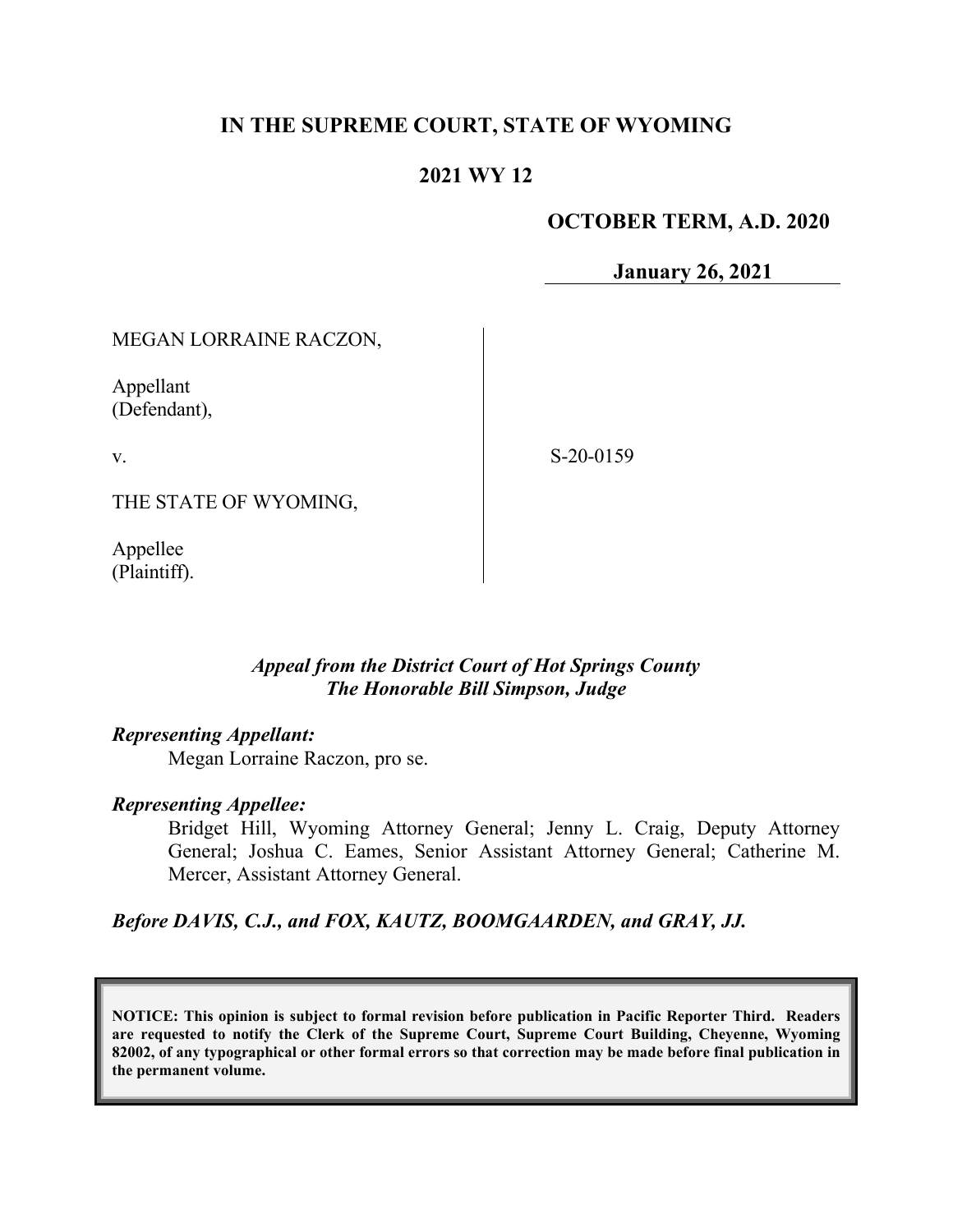# IN THE SUPREME COURT, STATE OF WYOMING

## 2021 WY 12

**OCTOBER TERM, A.D. 2020**

**January 26, 2021**

MEGAN LORRAINE RACZON,

Appellant
(Defendant),

v.

THE STATE OF WYOMING,

Appellee
(Plaintiff).

S-20-0159

*Appeal from the District Court of Hot Springs County*
*The Honorable Bill Simpson, Judge*

***Representing Appellant:***

Megan Lorraine Raczon, pro se.

***Representing Appellee:***

Bridget Hill, Wyoming Attorney General; Jenny L. Craig, Deputy Attorney General; Joshua C. Eames, Senior Assistant Attorney General; Catherine M. Mercer, Assistant Attorney General.

***Before DAVIS, C.J., and FOX, KAUTZ, BOOMGAARDEN, and GRAY, JJ.***

**NOTICE: This opinion is subject to formal revision before publication in Pacific Reporter Third. Readers are requested to notify the Clerk of the Supreme Court, Supreme Court Building, Cheyenne, Wyoming 82002, of any typographical or other formal errors so that correction may be made before final publication in the permanent volume.**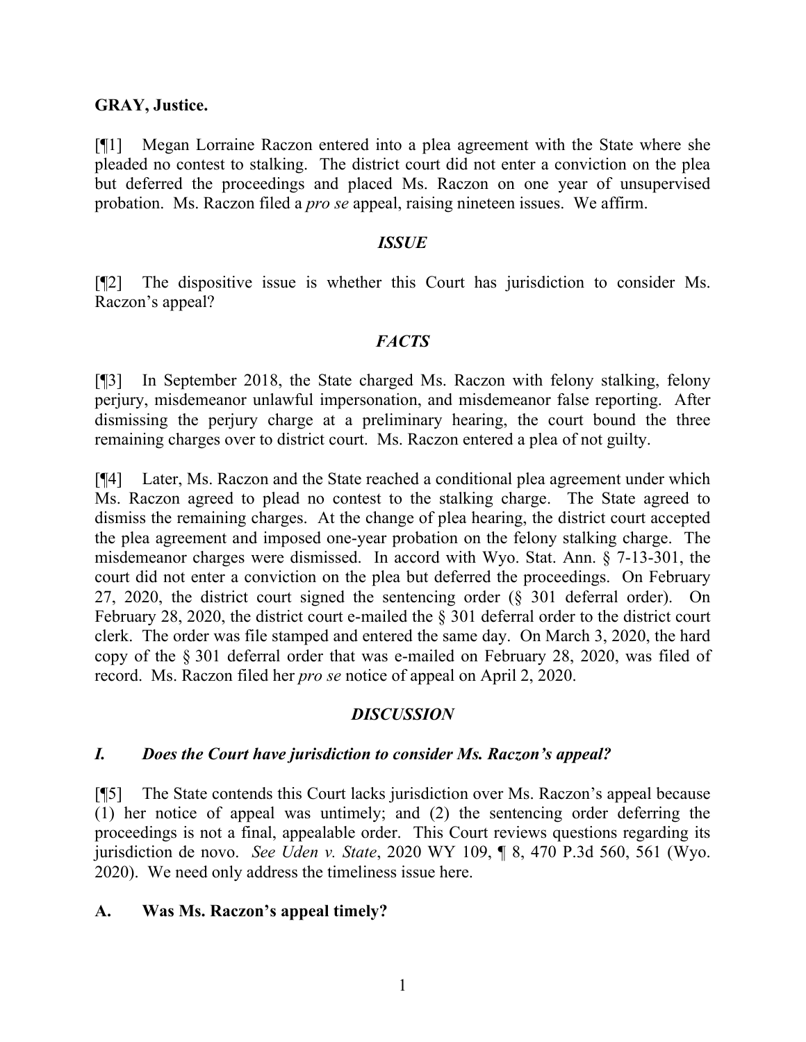**GRAY, Justice.**

[¶1] Megan Lorraine Raczon entered into a plea agreement with the State where she pleaded no contest to stalking. The district court did not enter a conviction on the plea but deferred the proceedings and placed Ms. Raczon on one year of unsupervised probation. Ms. Raczon filed a *pro se* appeal, raising nineteen issues. We affirm.

## *ISSUE*

[¶2] The dispositive issue is whether this Court has jurisdiction to consider Ms. Raczon's appeal?

## *FACTS*

[¶3] In September 2018, the State charged Ms. Raczon with felony stalking, felony perjury, misdemeanor unlawful impersonation, and misdemeanor false reporting. After dismissing the perjury charge at a preliminary hearing, the court bound the three remaining charges over to district court. Ms. Raczon entered a plea of not guilty.

[¶4] Later, Ms. Raczon and the State reached a conditional plea agreement under which Ms. Raczon agreed to plead no contest to the stalking charge. The State agreed to dismiss the remaining charges. At the change of plea hearing, the district court accepted the plea agreement and imposed one-year probation on the felony stalking charge. The misdemeanor charges were dismissed. In accord with Wyo. Stat. Ann. § 7-13-301, the court did not enter a conviction on the plea but deferred the proceedings. On February 27, 2020, the district court signed the sentencing order (§ 301 deferral order). On February 28, 2020, the district court e-mailed the § 301 deferral order to the district court clerk. The order was file stamped and entered the same day. On March 3, 2020, the hard copy of the § 301 deferral order that was e-mailed on February 28, 2020, was filed of record. Ms. Raczon filed her *pro se* notice of appeal on April 2, 2020.

## *DISCUSSION*

### *I. Does the Court have jurisdiction to consider Ms. Raczon's appeal?*

[¶5] The State contends this Court lacks jurisdiction over Ms. Raczon's appeal because (1) her notice of appeal was untimely; and (2) the sentencing order deferring the proceedings is not a final, appealable order. This Court reviews questions regarding its jurisdiction de novo. *See Uden v. State*, 2020 WY 109, ¶ 8, 470 P.3d 560, 561 (Wyo. 2020). We need only address the timeliness issue here.

### **A. Was Ms. Raczon's appeal timely?**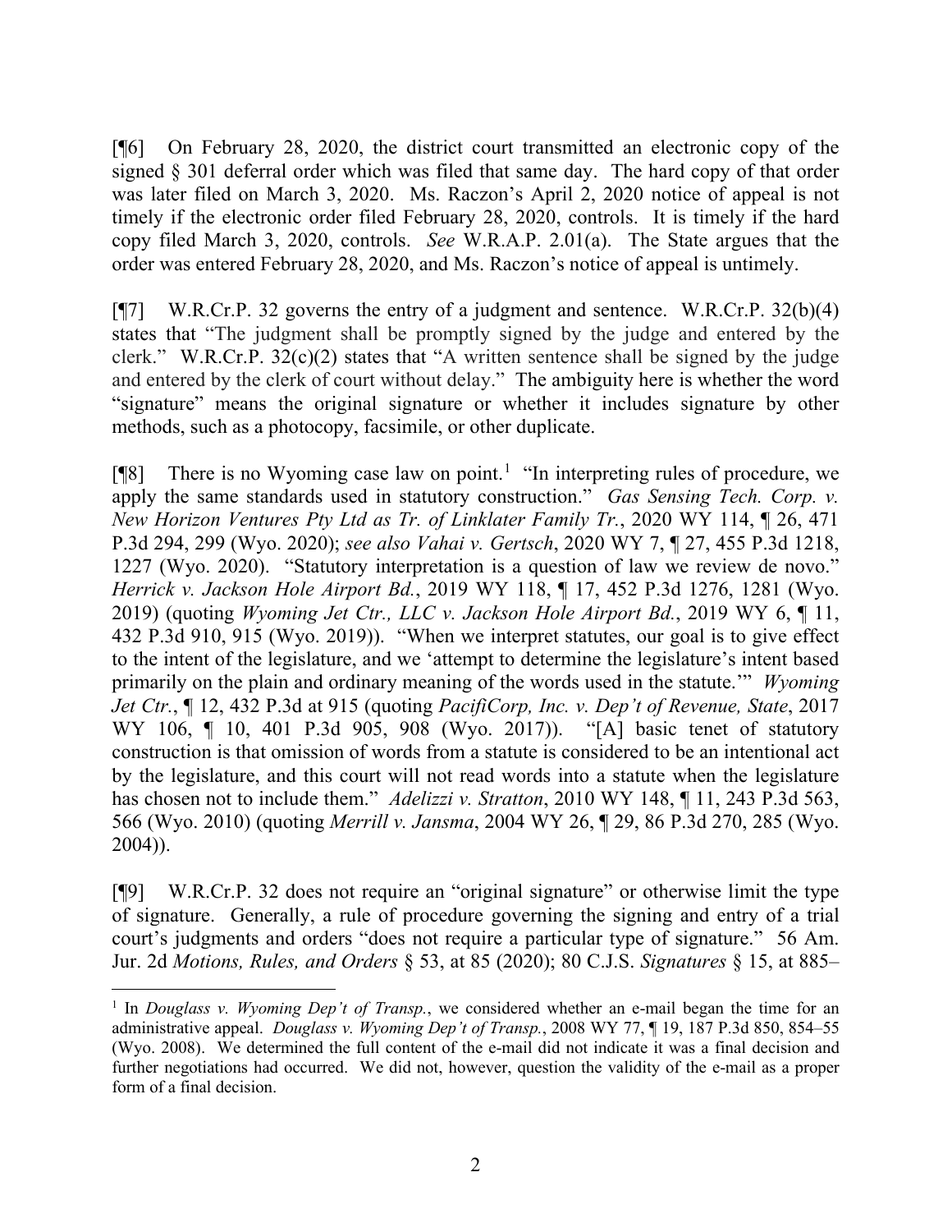[¶6] On February 28, 2020, the district court transmitted an electronic copy of the signed § 301 deferral order which was filed that same day. The hard copy of that order was later filed on March 3, 2020. Ms. Raczon's April 2, 2020 notice of appeal is not timely if the electronic order filed February 28, 2020, controls. It is timely if the hard copy filed March 3, 2020, controls. *See* W.R.A.P. 2.01(a). The State argues that the order was entered February 28, 2020, and Ms. Raczon's notice of appeal is untimely.

[¶7] W.R.Cr.P. 32 governs the entry of a judgment and sentence. W.R.Cr.P. 32(b)(4) states that "The judgment shall be promptly signed by the judge and entered by the clerk." W.R.Cr.P. 32(c)(2) states that "A written sentence shall be signed by the judge and entered by the clerk of court without delay." The ambiguity here is whether the word "signature" means the original signature or whether it includes signature by other methods, such as a photocopy, facsimile, or other duplicate.

[¶8] There is no Wyoming case law on point.[1] "In interpreting rules of procedure, we apply the same standards used in statutory construction." *Gas Sensing Tech. Corp. v. New Horizon Ventures Pty Ltd as Tr. of Linklater Family Tr.*, 2020 WY 114, ¶ 26, 471 P.3d 294, 299 (Wyo. 2020); *see also Vahai v. Gertsch*, 2020 WY 7, ¶ 27, 455 P.3d 1218, 1227 (Wyo. 2020). "Statutory interpretation is a question of law we review de novo." *Herrick v. Jackson Hole Airport Bd.*, 2019 WY 118, ¶ 17, 452 P.3d 1276, 1281 (Wyo. 2019) (quoting *Wyoming Jet Ctr., LLC v. Jackson Hole Airport Bd.*, 2019 WY 6, ¶ 11, 432 P.3d 910, 915 (Wyo. 2019)). "When we interpret statutes, our goal is to give effect to the intent of the legislature, and we 'attempt to determine the legislature's intent based primarily on the plain and ordinary meaning of the words used in the statute.'" *Wyoming Jet Ctr.*, ¶ 12, 432 P.3d at 915 (quoting *PacifiCorp, Inc. v. Dep't of Revenue, State*, 2017 WY 106, ¶ 10, 401 P.3d 905, 908 (Wyo. 2017)). "[A] basic tenet of statutory construction is that omission of words from a statute is considered to be an intentional act by the legislature, and this court will not read words into a statute when the legislature has chosen not to include them." *Adelizzi v. Stratton*, 2010 WY 148, ¶ 11, 243 P.3d 563, 566 (Wyo. 2010) (quoting *Merrill v. Jansma*, 2004 WY 26, ¶ 29, 86 P.3d 270, 285 (Wyo. 2004)).

[¶9] W.R.Cr.P. 32 does not require an "original signature" or otherwise limit the type of signature. Generally, a rule of procedure governing the signing and entry of a trial court's judgments and orders "does not require a particular type of signature." 56 Am. Jur. 2d *Motions, Rules, and Orders* § 53, at 85 (2020); 80 C.J.S. *Signatures* § 15, at 885–

---

[1] In *Douglass v. Wyoming Dep't of Transp.*, we considered whether an e-mail began the time for an administrative appeal. *Douglass v. Wyoming Dep't of Transp.*, 2008 WY 77, ¶ 19, 187 P.3d 850, 854–55 (Wyo. 2008). We determined the full content of the e-mail did not indicate it was a final decision and further negotiations had occurred. We did not, however, question the validity of the e-mail as a proper form of a final decision.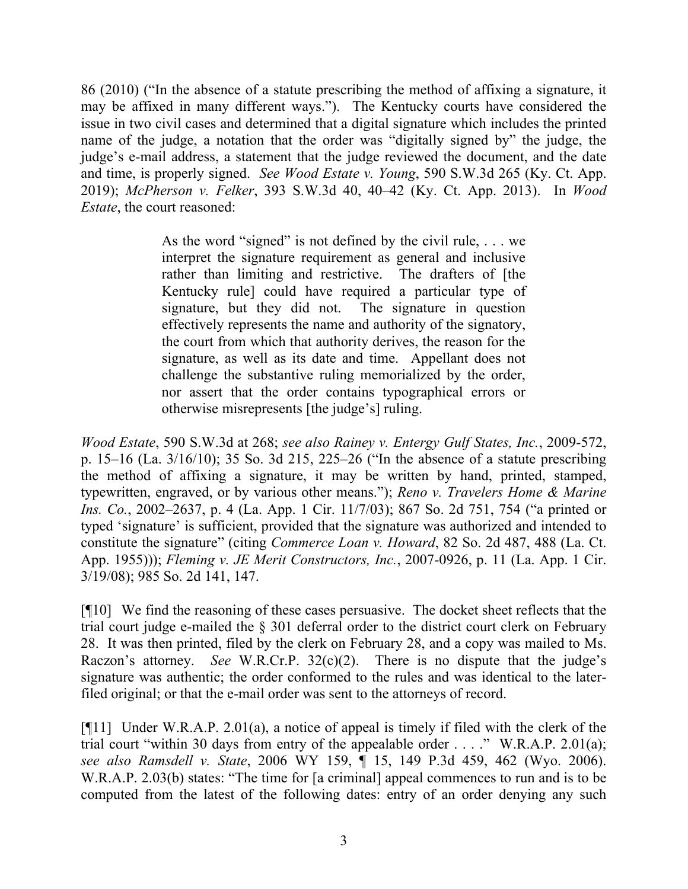86 (2010) ("In the absence of a statute prescribing the method of affixing a signature, it may be affixed in many different ways."). The Kentucky courts have considered the issue in two civil cases and determined that a digital signature which includes the printed name of the judge, a notation that the order was "digitally signed by" the judge, the judge's e-mail address, a statement that the judge reviewed the document, and the date and time, is properly signed. *See Wood Estate v. Young*, 590 S.W.3d 265 (Ky. Ct. App. 2019); *McPherson v. Felker*, 393 S.W.3d 40, 40–42 (Ky. Ct. App. 2013). In *Wood Estate*, the court reasoned:

> As the word "signed" is not defined by the civil rule, . . . we interpret the signature requirement as general and inclusive rather than limiting and restrictive. The drafters of [the Kentucky rule] could have required a particular type of signature, but they did not. The signature in question effectively represents the name and authority of the signatory, the court from which that authority derives, the reason for the signature, as well as its date and time. Appellant does not challenge the substantive ruling memorialized by the order, nor assert that the order contains typographical errors or otherwise misrepresents [the judge's] ruling.

*Wood Estate*, 590 S.W.3d at 268; *see also Rainey v. Entergy Gulf States, Inc.*, 2009-572, p. 15–16 (La. 3/16/10); 35 So. 3d 215, 225–26 ("In the absence of a statute prescribing the method of affixing a signature, it may be written by hand, printed, stamped, typewritten, engraved, or by various other means."); *Reno v. Travelers Home & Marine Ins. Co.*, 2002–2637, p. 4 (La. App. 1 Cir. 11/7/03); 867 So. 2d 751, 754 ("a printed or typed 'signature' is sufficient, provided that the signature was authorized and intended to constitute the signature" (citing *Commerce Loan v. Howard*, 82 So. 2d 487, 488 (La. Ct. App. 1955))); *Fleming v. JE Merit Constructors, Inc.*, 2007-0926, p. 11 (La. App. 1 Cir. 3/19/08); 985 So. 2d 141, 147.

[¶10] We find the reasoning of these cases persuasive. The docket sheet reflects that the trial court judge e-mailed the § 301 deferral order to the district court clerk on February 28. It was then printed, filed by the clerk on February 28, and a copy was mailed to Ms. Raczon's attorney. *See* W.R.Cr.P. 32(c)(2). There is no dispute that the judge's signature was authentic; the order conformed to the rules and was identical to the later-filed original; or that the e-mail order was sent to the attorneys of record.

[¶11] Under W.R.A.P. 2.01(a), a notice of appeal is timely if filed with the clerk of the trial court "within 30 days from entry of the appealable order . . . ." W.R.A.P. 2.01(a); *see also Ramsdell v. State*, 2006 WY 159, ¶ 15, 149 P.3d 459, 462 (Wyo. 2006). W.R.A.P. 2.03(b) states: "The time for [a criminal] appeal commences to run and is to be computed from the latest of the following dates: entry of an order denying any such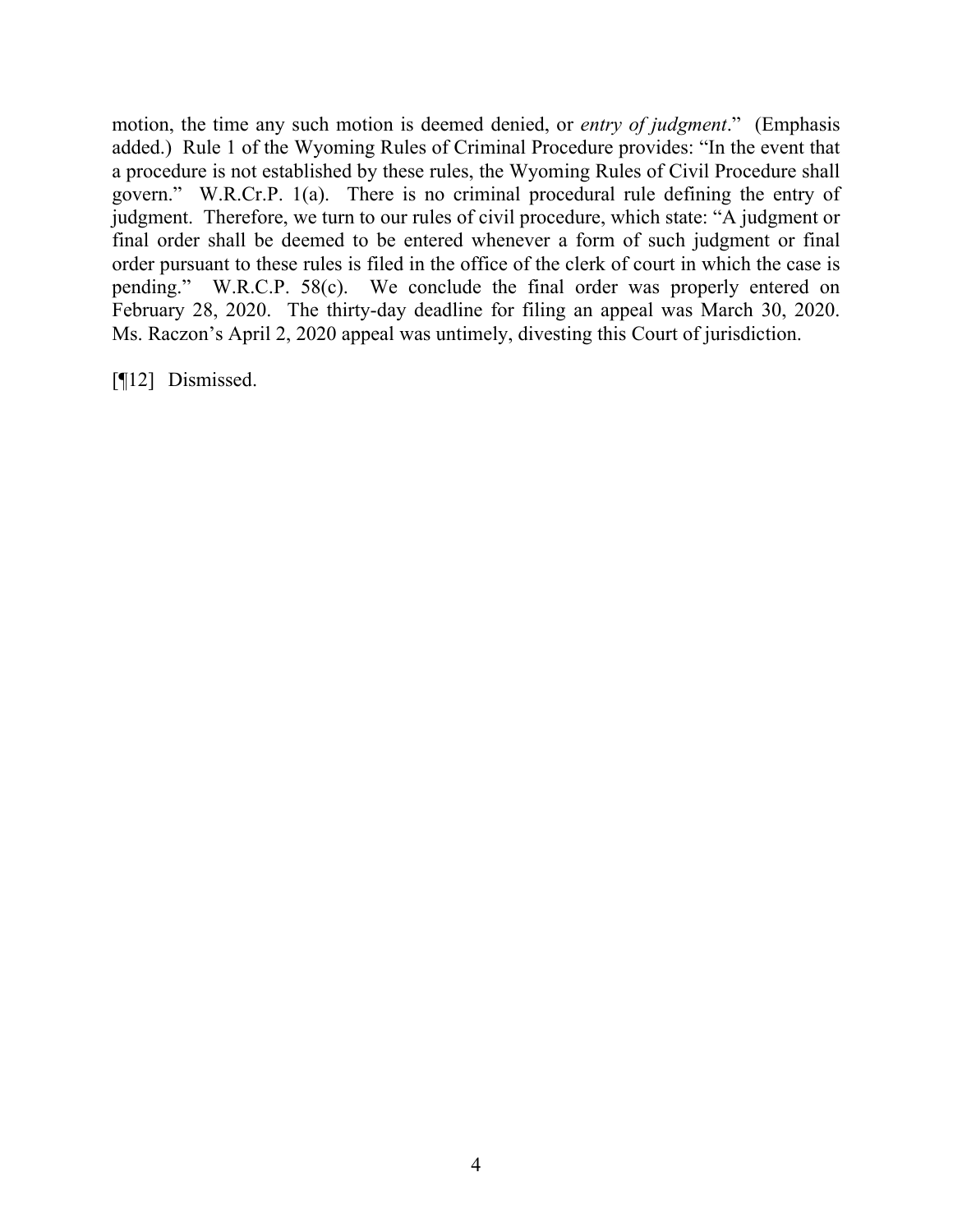motion, the time any such motion is deemed denied, or *entry of judgment*." (Emphasis added.) Rule 1 of the Wyoming Rules of Criminal Procedure provides: "In the event that a procedure is not established by these rules, the Wyoming Rules of Civil Procedure shall govern." W.R.Cr.P. 1(a). There is no criminal procedural rule defining the entry of judgment. Therefore, we turn to our rules of civil procedure, which state: "A judgment or final order shall be deemed to be entered whenever a form of such judgment or final order pursuant to these rules is filed in the office of the clerk of court in which the case is pending." W.R.C.P. 58(c). We conclude the final order was properly entered on February 28, 2020. The thirty-day deadline for filing an appeal was March 30, 2020. Ms. Raczon's April 2, 2020 appeal was untimely, divesting this Court of jurisdiction.

[¶12] Dismissed.